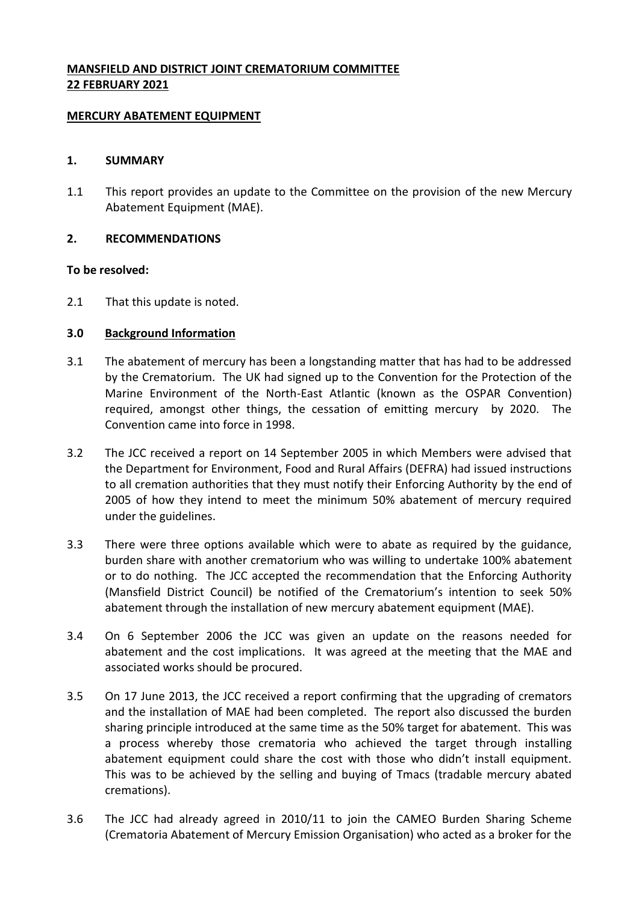**MANSFIELD AND DISTRICT JOINT CREMATORIUM COMMITTEE**
**22 FEBRUARY 2021**

**MERCURY ABATEMENT EQUIPMENT**

## 1. SUMMARY

1.1 This report provides an update to the Committee on the provision of the new Mercury Abatement Equipment (MAE).

## 2. RECOMMENDATIONS

**To be resolved:**

2.1 That this update is noted.

## 3.0 Background Information

3.1 The abatement of mercury has been a longstanding matter that has had to be addressed by the Crematorium. The UK had signed up to the Convention for the Protection of the Marine Environment of the North-East Atlantic (known as the OSPAR Convention) required, amongst other things, the cessation of emitting mercury by 2020. The Convention came into force in 1998.

3.2 The JCC received a report on 14 September 2005 in which Members were advised that the Department for Environment, Food and Rural Affairs (DEFRA) had issued instructions to all cremation authorities that they must notify their Enforcing Authority by the end of 2005 of how they intend to meet the minimum 50% abatement of mercury required under the guidelines.

3.3 There were three options available which were to abate as required by the guidance, burden share with another crematorium who was willing to undertake 100% abatement or to do nothing. The JCC accepted the recommendation that the Enforcing Authority (Mansfield District Council) be notified of the Crematorium's intention to seek 50% abatement through the installation of new mercury abatement equipment (MAE).

3.4 On 6 September 2006 the JCC was given an update on the reasons needed for abatement and the cost implications. It was agreed at the meeting that the MAE and associated works should be procured.

3.5 On 17 June 2013, the JCC received a report confirming that the upgrading of cremators and the installation of MAE had been completed. The report also discussed the burden sharing principle introduced at the same time as the 50% target for abatement. This was a process whereby those crematoria who achieved the target through installing abatement equipment could share the cost with those who didn't install equipment. This was to be achieved by the selling and buying of Tmacs (tradable mercury abated cremations).

3.6 The JCC had already agreed in 2010/11 to join the CAMEO Burden Sharing Scheme (Crematoria Abatement of Mercury Emission Organisation) who acted as a broker for the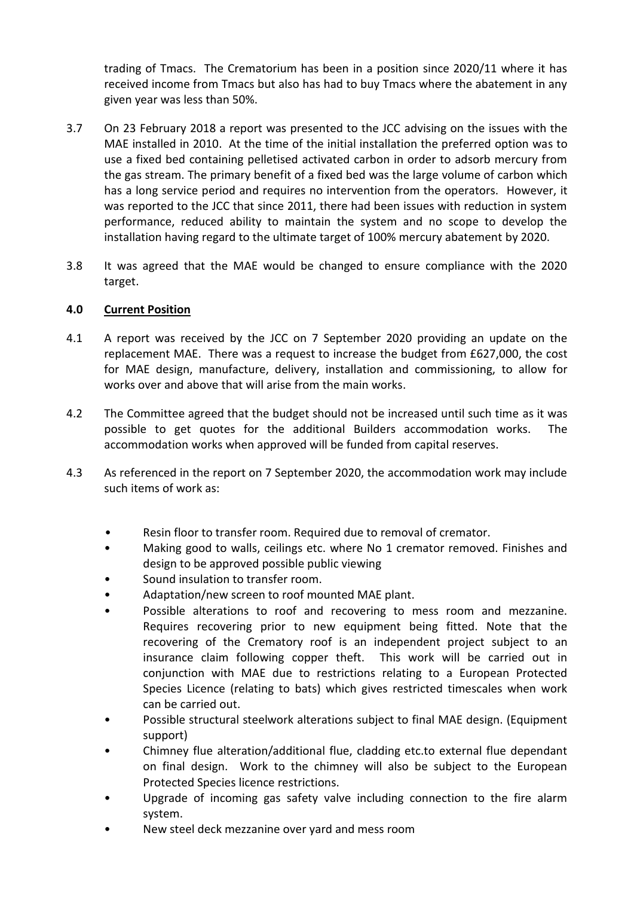trading of Tmacs. The Crematorium has been in a position since 2020/11 where it has received income from Tmacs but also has had to buy Tmacs where the abatement in any given year was less than 50%.

3.7 On 23 February 2018 a report was presented to the JCC advising on the issues with the MAE installed in 2010. At the time of the initial installation the preferred option was to use a fixed bed containing pelletised activated carbon in order to adsorb mercury from the gas stream. The primary benefit of a fixed bed was the large volume of carbon which has a long service period and requires no intervention from the operators. However, it was reported to the JCC that since 2011, there had been issues with reduction in system performance, reduced ability to maintain the system and no scope to develop the installation having regard to the ultimate target of 100% mercury abatement by 2020.

3.8 It was agreed that the MAE would be changed to ensure compliance with the 2020 target.

## 4.0 Current Position

4.1 A report was received by the JCC on 7 September 2020 providing an update on the replacement MAE. There was a request to increase the budget from £627,000, the cost for MAE design, manufacture, delivery, installation and commissioning, to allow for works over and above that will arise from the main works.

4.2 The Committee agreed that the budget should not be increased until such time as it was possible to get quotes for the additional Builders accommodation works. The accommodation works when approved will be funded from capital reserves.

4.3 As referenced in the report on 7 September 2020, the accommodation work may include such items of work as:

- Resin floor to transfer room. Required due to removal of cremator.
- Making good to walls, ceilings etc. where No 1 cremator removed. Finishes and design to be approved possible public viewing
- Sound insulation to transfer room.
- Adaptation/new screen to roof mounted MAE plant.
- Possible alterations to roof and recovering to mess room and mezzanine. Requires recovering prior to new equipment being fitted. Note that the recovering of the Crematory roof is an independent project subject to an insurance claim following copper theft. This work will be carried out in conjunction with MAE due to restrictions relating to a European Protected Species Licence (relating to bats) which gives restricted timescales when work can be carried out.
- Possible structural steelwork alterations subject to final MAE design. (Equipment support)
- Chimney flue alteration/additional flue, cladding etc.to external flue dependant on final design. Work to the chimney will also be subject to the European Protected Species licence restrictions.
- Upgrade of incoming gas safety valve including connection to the fire alarm system.
- New steel deck mezzanine over yard and mess room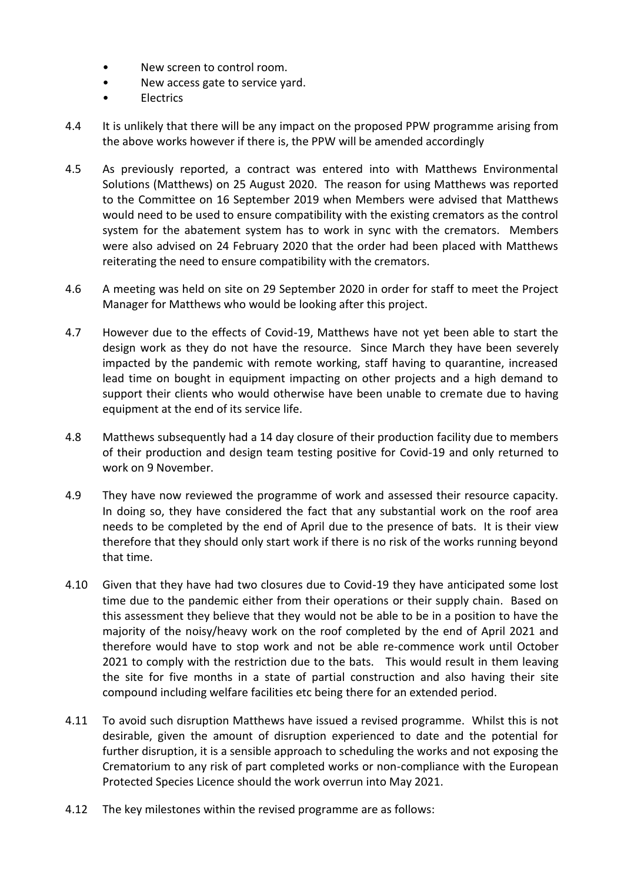- New screen to control room.
- New access gate to service yard.
- Electrics

4.4 It is unlikely that there will be any impact on the proposed PPW programme arising from the above works however if there is, the PPW will be amended accordingly

4.5 As previously reported, a contract was entered into with Matthews Environmental Solutions (Matthews) on 25 August 2020. The reason for using Matthews was reported to the Committee on 16 September 2019 when Members were advised that Matthews would need to be used to ensure compatibility with the existing cremators as the control system for the abatement system has to work in sync with the cremators. Members were also advised on 24 February 2020 that the order had been placed with Matthews reiterating the need to ensure compatibility with the cremators.

4.6 A meeting was held on site on 29 September 2020 in order for staff to meet the Project Manager for Matthews who would be looking after this project.

4.7 However due to the effects of Covid-19, Matthews have not yet been able to start the design work as they do not have the resource. Since March they have been severely impacted by the pandemic with remote working, staff having to quarantine, increased lead time on bought in equipment impacting on other projects and a high demand to support their clients who would otherwise have been unable to cremate due to having equipment at the end of its service life.

4.8 Matthews subsequently had a 14 day closure of their production facility due to members of their production and design team testing positive for Covid-19 and only returned to work on 9 November.

4.9 They have now reviewed the programme of work and assessed their resource capacity. In doing so, they have considered the fact that any substantial work on the roof area needs to be completed by the end of April due to the presence of bats. It is their view therefore that they should only start work if there is no risk of the works running beyond that time.

4.10 Given that they have had two closures due to Covid-19 they have anticipated some lost time due to the pandemic either from their operations or their supply chain. Based on this assessment they believe that they would not be able to be in a position to have the majority of the noisy/heavy work on the roof completed by the end of April 2021 and therefore would have to stop work and not be able re-commence work until October 2021 to comply with the restriction due to the bats. This would result in them leaving the site for five months in a state of partial construction and also having their site compound including welfare facilities etc being there for an extended period.

4.11 To avoid such disruption Matthews have issued a revised programme. Whilst this is not desirable, given the amount of disruption experienced to date and the potential for further disruption, it is a sensible approach to scheduling the works and not exposing the Crematorium to any risk of part completed works or non-compliance with the European Protected Species Licence should the work overrun into May 2021.

4.12 The key milestones within the revised programme are as follows: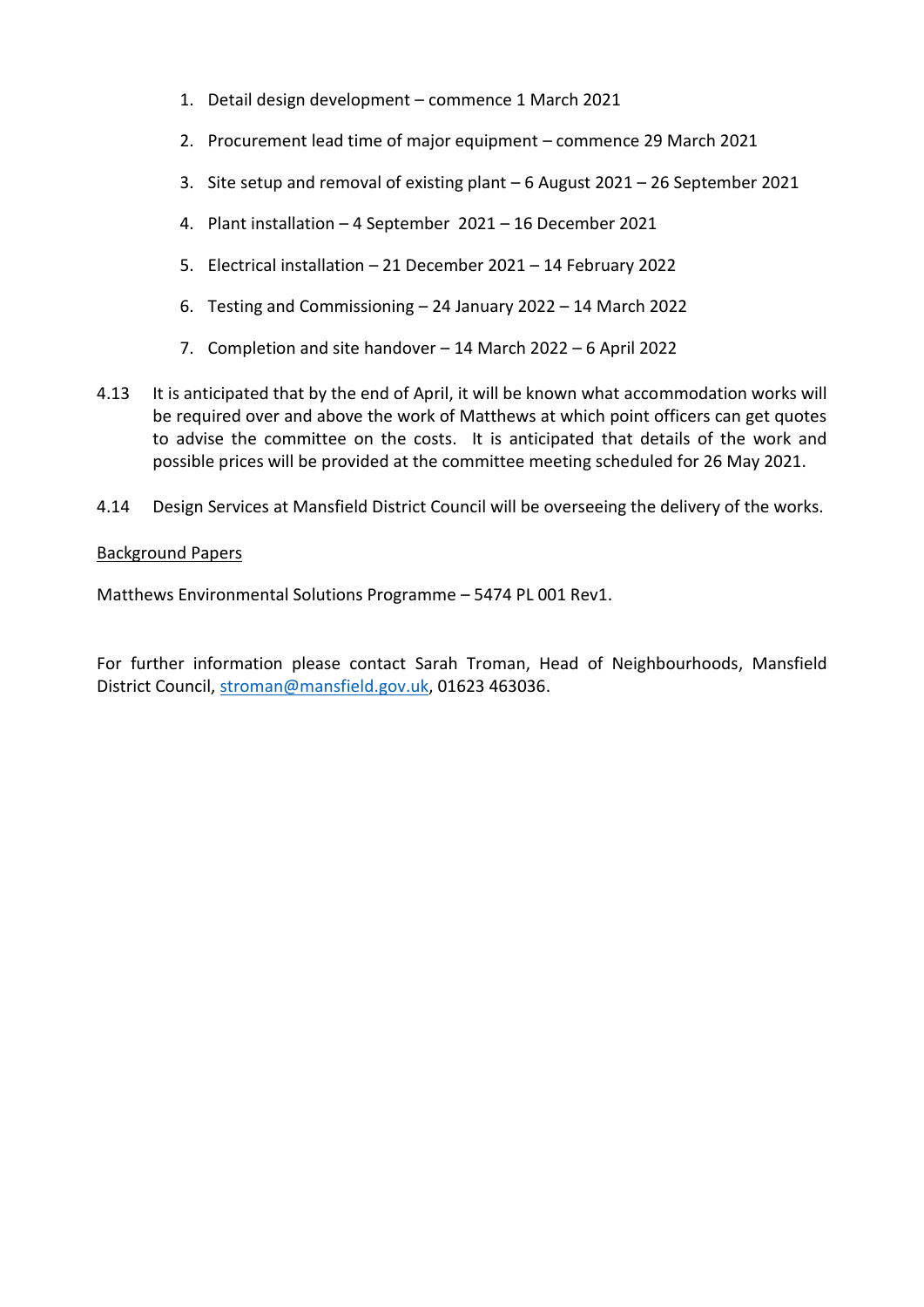1. Detail design development – commence 1 March 2021
2. Procurement lead time of major equipment – commence 29 March 2021
3. Site setup and removal of existing plant – 6 August 2021 – 26 September 2021
4. Plant installation – 4 September 2021 – 16 December 2021
5. Electrical installation – 21 December 2021 – 14 February 2022
6. Testing and Commissioning – 24 January 2022 – 14 March 2022
7. Completion and site handover – 14 March 2022 – 6 April 2022

4.13 It is anticipated that by the end of April, it will be known what accommodation works will be required over and above the work of Matthews at which point officers can get quotes to advise the committee on the costs. It is anticipated that details of the work and possible prices will be provided at the committee meeting scheduled for 26 May 2021.

4.14 Design Services at Mansfield District Council will be overseeing the delivery of the works.

<u>Background Papers</u>

Matthews Environmental Solutions Programme – 5474 PL 001 Rev1.

For further information please contact Sarah Troman, Head of Neighbourhoods, Mansfield District Council, stroman@mansfield.gov.uk, 01623 463036.